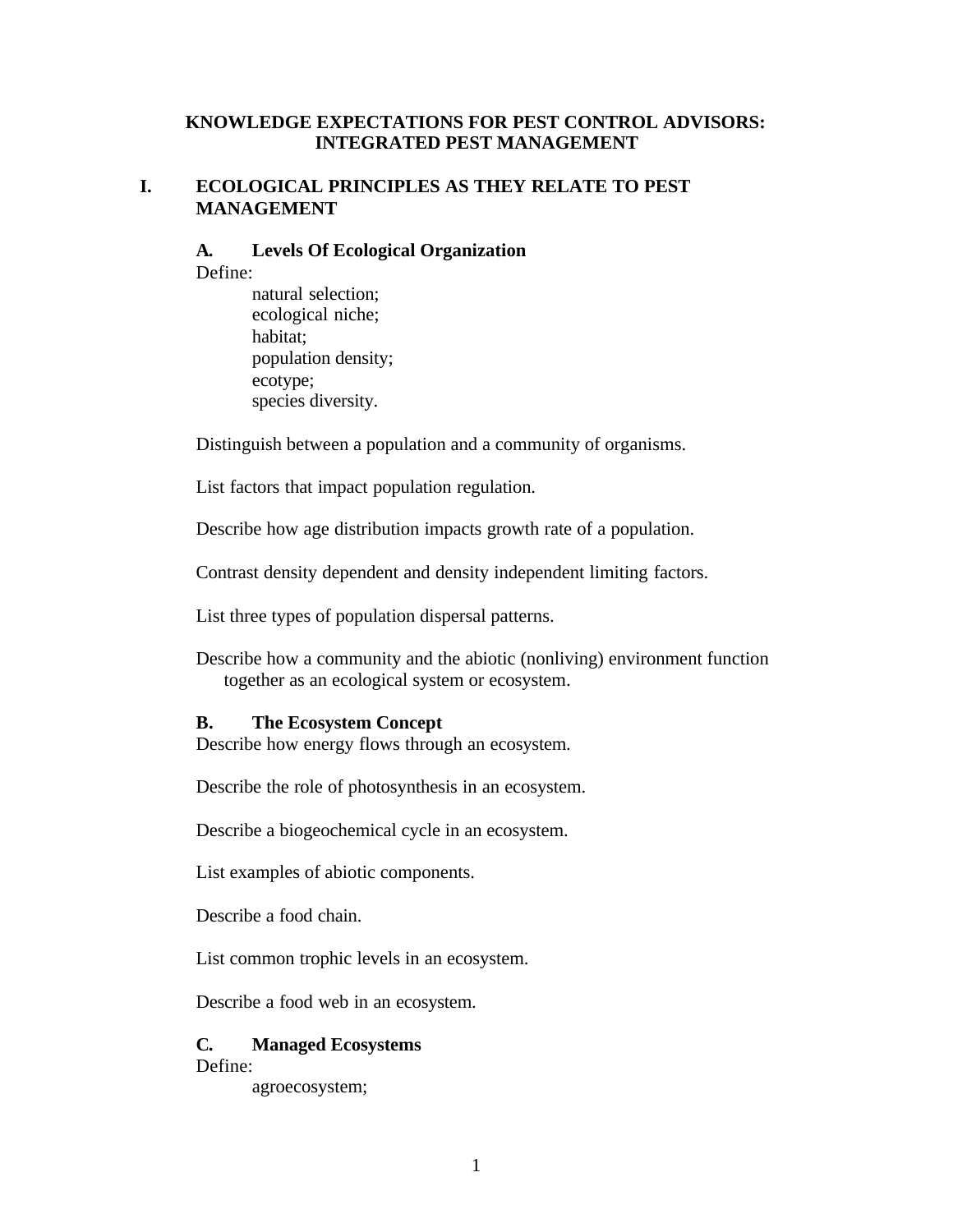# KNOWLEDGE EXPECTATIONS FOR PEST CONTROL ADVISORS: INTEGRATED PEST MANAGEMENT

## I. ECOLOGICAL PRINCIPLES AS THEY RELATE TO PEST MANAGEMENT

### A. Levels Of Ecological Organization

Define:

- natural selection;
- ecological niche;
- habitat;
- population density;
- ecotype;
- species diversity.

Distinguish between a population and a community of organisms.

List factors that impact population regulation.

Describe how age distribution impacts growth rate of a population.

Contrast density dependent and density independent limiting factors.

List three types of population dispersal patterns.

Describe how a community and the abiotic (nonliving) environment function together as an ecological system or ecosystem.

### B. The Ecosystem Concept

Describe how energy flows through an ecosystem.

Describe the role of photosynthesis in an ecosystem.

Describe a biogeochemical cycle in an ecosystem.

List examples of abiotic components.

Describe a food chain.

List common trophic levels in an ecosystem.

Describe a food web in an ecosystem.

### C. Managed Ecosystems

Define:

- agroecosystem;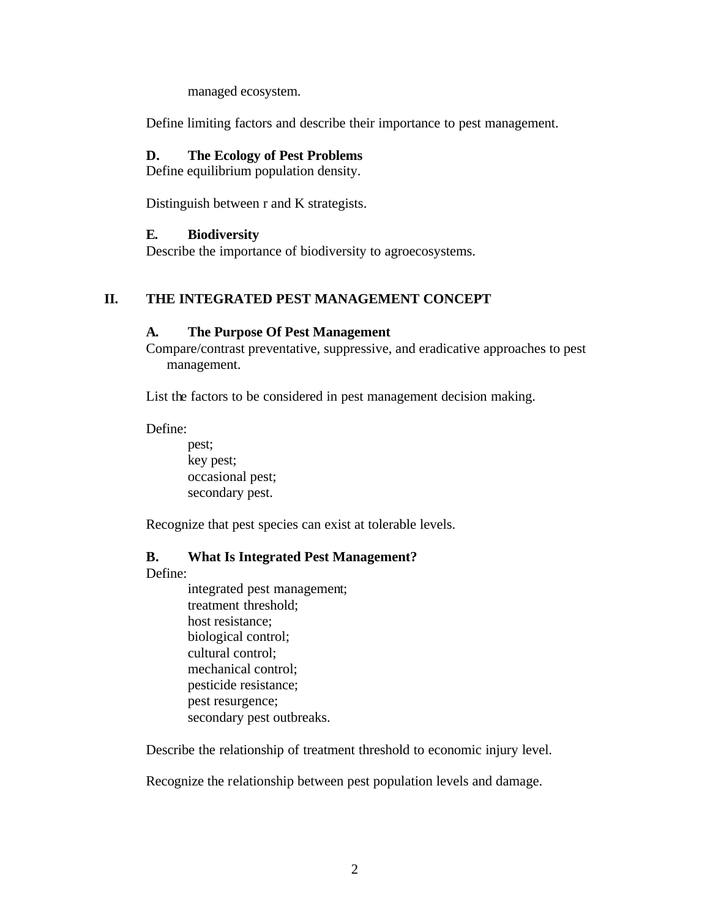managed ecosystem.

Define limiting factors and describe their importance to pest management.

### D. The Ecology of Pest Problems

Define equilibrium population density.

Distinguish between r and K strategists.

### E. Biodiversity

Describe the importance of biodiversity to agroecosystems.

## II. THE INTEGRATED PEST MANAGEMENT CONCEPT

### A. The Purpose Of Pest Management

Compare/contrast preventative, suppressive, and eradicative approaches to pest management.

List the factors to be considered in pest management decision making.

Define:

- pest;
- key pest;
- occasional pest;
- secondary pest.

Recognize that pest species can exist at tolerable levels.

### B. What Is Integrated Pest Management?

Define:

- integrated pest management;
- treatment threshold;
- host resistance;
- biological control;
- cultural control;
- mechanical control;
- pesticide resistance;
- pest resurgence;
- secondary pest outbreaks.

Describe the relationship of treatment threshold to economic injury level.

Recognize the relationship between pest population levels and damage.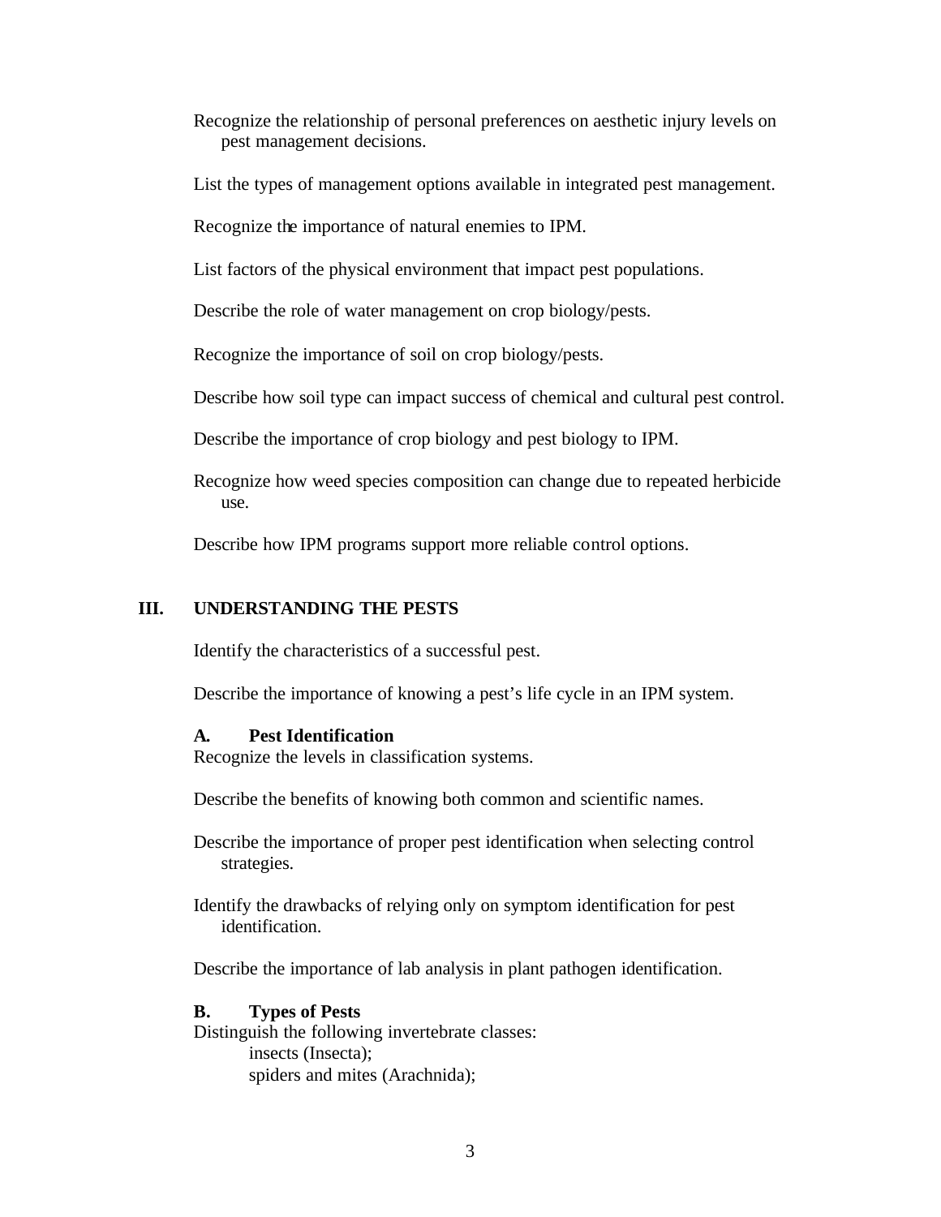Recognize the relationship of personal preferences on aesthetic injury levels on pest management decisions.

List the types of management options available in integrated pest management.

Recognize the importance of natural enemies to IPM.

List factors of the physical environment that impact pest populations.

Describe the role of water management on crop biology/pests.

Recognize the importance of soil on crop biology/pests.

Describe how soil type can impact success of chemical and cultural pest control.

Describe the importance of crop biology and pest biology to IPM.

Recognize how weed species composition can change due to repeated herbicide use.

Describe how IPM programs support more reliable control options.

## III. UNDERSTANDING THE PESTS

Identify the characteristics of a successful pest.

Describe the importance of knowing a pest's life cycle in an IPM system.

### A. Pest Identification

Recognize the levels in classification systems.

Describe the benefits of knowing both common and scientific names.

Describe the importance of proper pest identification when selecting control strategies.

Identify the drawbacks of relying only on symptom identification for pest identification.

Describe the importance of lab analysis in plant pathogen identification.

### B. Types of Pests

Distinguish the following invertebrate classes:

- insects (Insecta);
- spiders and mites (Arachnida);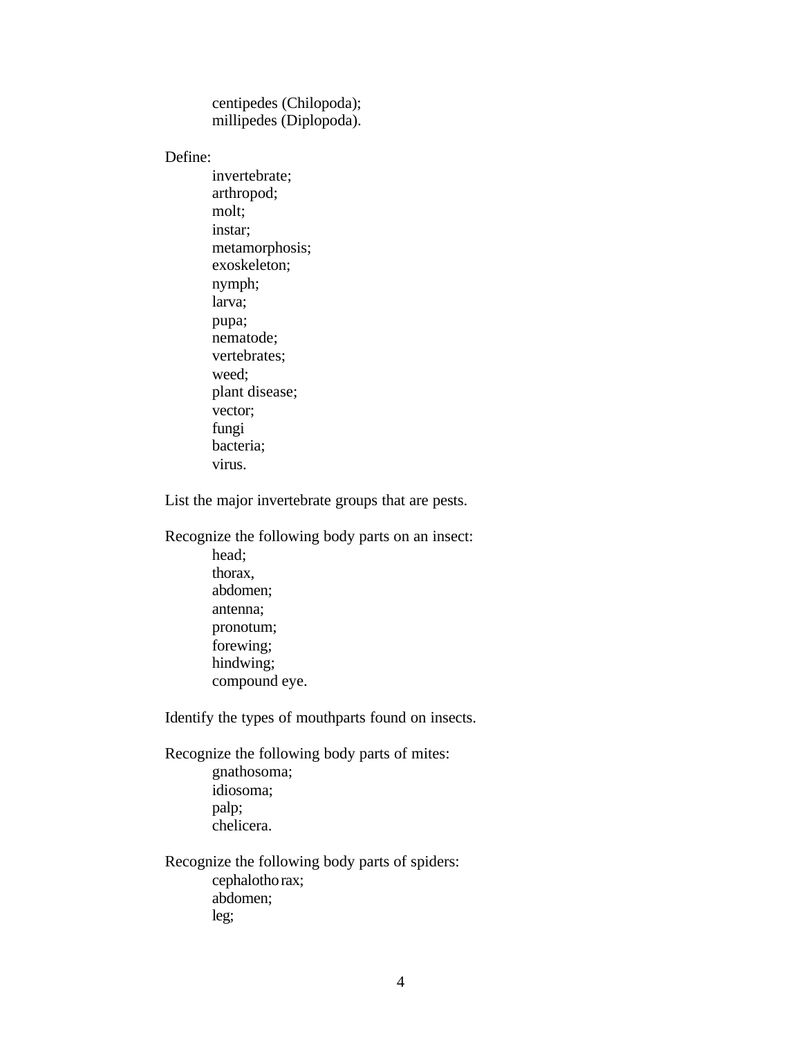centipedes (Chilopoda);
millipedes (Diplopoda).

Define:

invertebrate;
arthropod;
molt;
instar;
metamorphosis;
exoskeleton;
nymph;
larva;
pupa;
nematode;
vertebrates;
weed;
plant disease;
vector;
fungi
bacteria;
virus.

List the major invertebrate groups that are pests.

Recognize the following body parts on an insect:

head;
thorax,
abdomen;
antenna;
pronotum;
forewing;
hindwing;
compound eye.

Identify the types of mouthparts found on insects.

Recognize the following body parts of mites:

gnathosoma;
idiosoma;
palp;
chelicera.

Recognize the following body parts of spiders:

cephalothorax;
abdomen;
leg;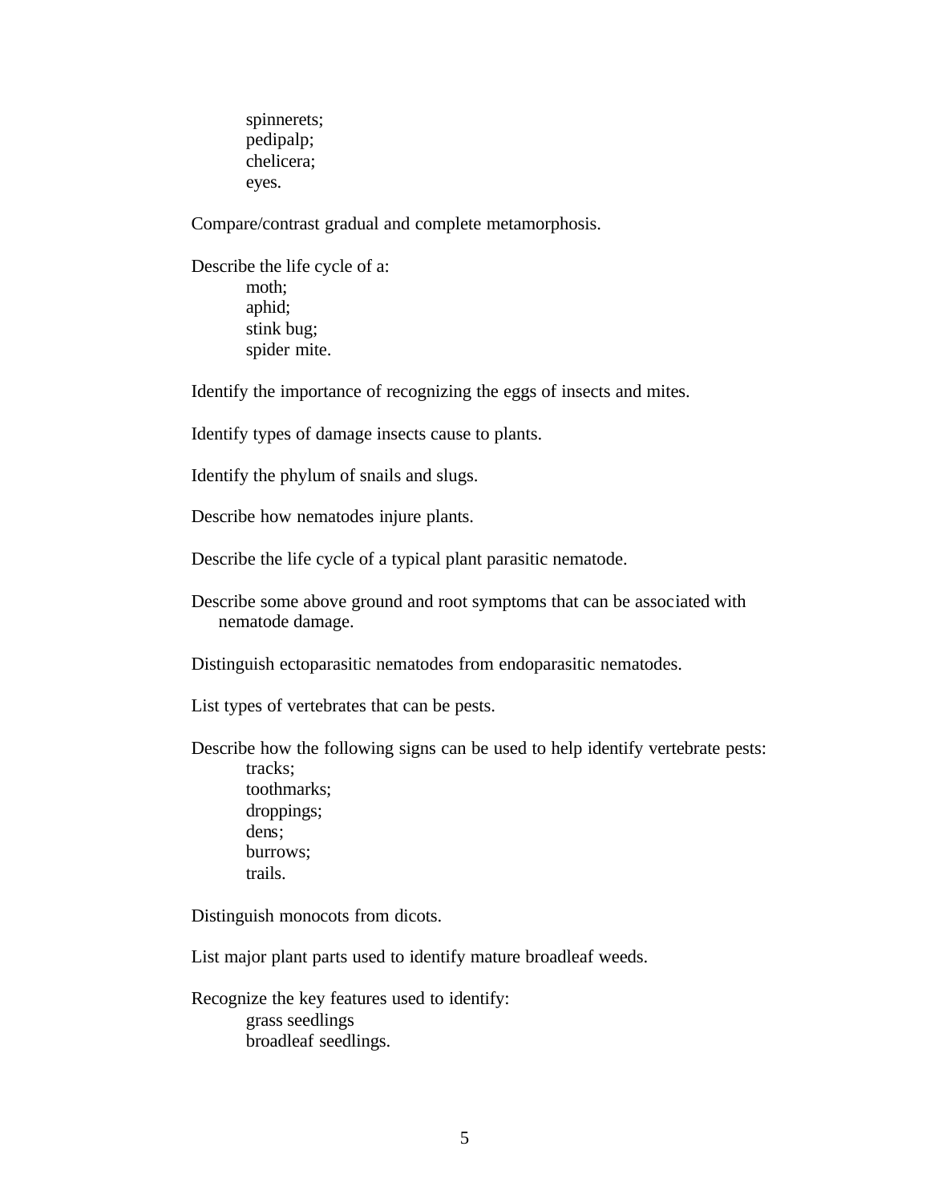- spinnerets;
- pedipalp;
- chelicera;
- eyes.

Compare/contrast gradual and complete metamorphosis.

Describe the life cycle of a:
- moth;
- aphid;
- stink bug;
- spider mite.

Identify the importance of recognizing the eggs of insects and mites.

Identify types of damage insects cause to plants.

Identify the phylum of snails and slugs.

Describe how nematodes injure plants.

Describe the life cycle of a typical plant parasitic nematode.

Describe some above ground and root symptoms that can be associated with nematode damage.

Distinguish ectoparasitic nematodes from endoparasitic nematodes.

List types of vertebrates that can be pests.

Describe how the following signs can be used to help identify vertebrate pests:
- tracks;
- toothmarks;
- droppings;
- dens;
- burrows;
- trails.

Distinguish monocots from dicots.

List major plant parts used to identify mature broadleaf weeds.

Recognize the key features used to identify:
- grass seedlings
- broadleaf seedlings.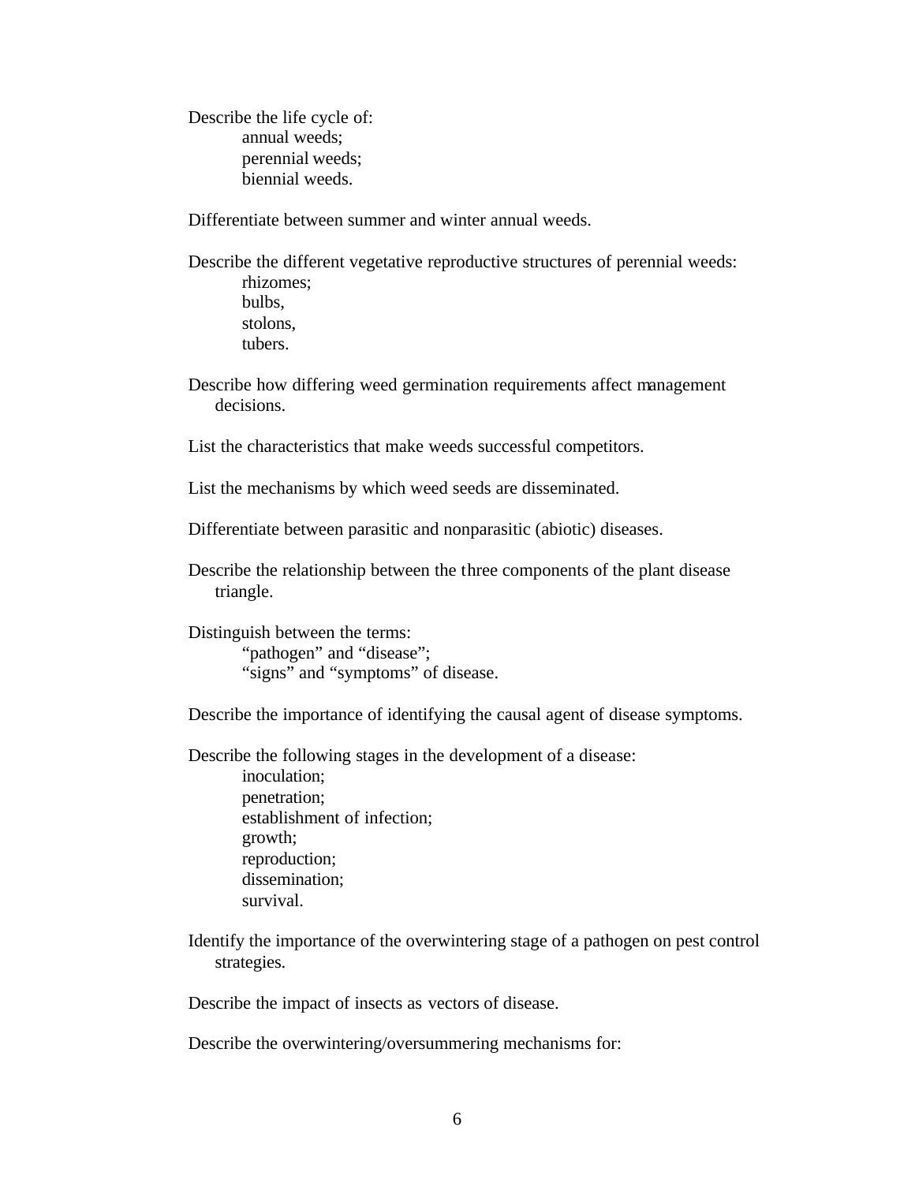Describe the life cycle of:

- annual weeds;
- perennial weeds;
- biennial weeds.

Differentiate between summer and winter annual weeds.

Describe the different vegetative reproductive structures of perennial weeds:

- rhizomes;
- bulbs,
- stolons,
- tubers.

Describe how differing weed germination requirements affect management decisions.

List the characteristics that make weeds successful competitors.

List the mechanisms by which weed seeds are disseminated.

Differentiate between parasitic and nonparasitic (abiotic) diseases.

Describe the relationship between the three components of the plant disease triangle.

Distinguish between the terms:

- "pathogen" and "disease";
- "signs" and "symptoms" of disease.

Describe the importance of identifying the causal agent of disease symptoms.

Describe the following stages in the development of a disease:

- inoculation;
- penetration;
- establishment of infection;
- growth;
- reproduction;
- dissemination;
- survival.

Identify the importance of the overwintering stage of a pathogen on pest control strategies.

Describe the impact of insects as vectors of disease.

Describe the overwintering/oversummering mechanisms for: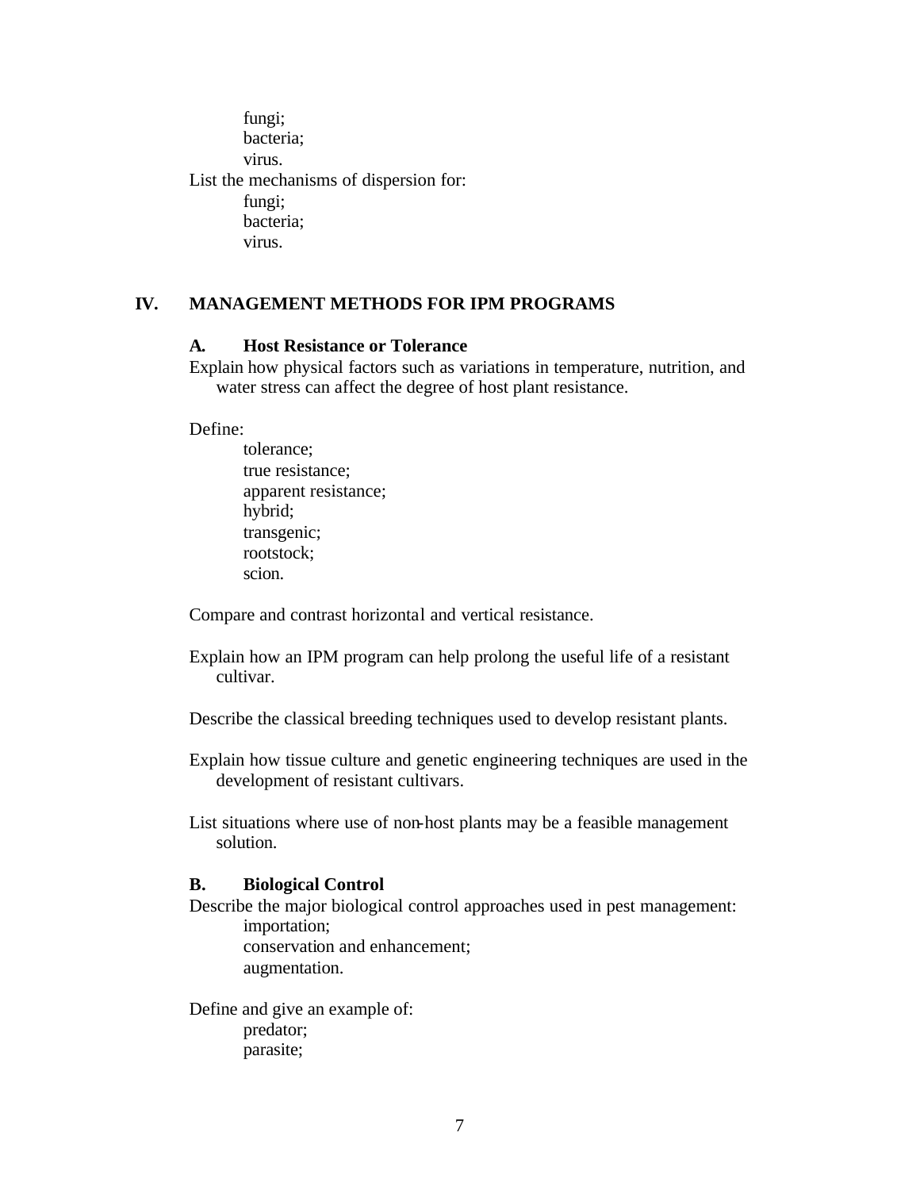fungi;
bacteria;
virus.

List the mechanisms of dispersion for:
- fungi;
- bacteria;
- virus.

## IV. MANAGEMENT METHODS FOR IPM PROGRAMS

### A. Host Resistance or Tolerance

Explain how physical factors such as variations in temperature, nutrition, and water stress can affect the degree of host plant resistance.

Define:
- tolerance;
- true resistance;
- apparent resistance;
- hybrid;
- transgenic;
- rootstock;
- scion.

Compare and contrast horizontal and vertical resistance.

Explain how an IPM program can help prolong the useful life of a resistant cultivar.

Describe the classical breeding techniques used to develop resistant plants.

Explain how tissue culture and genetic engineering techniques are used in the development of resistant cultivars.

List situations where use of non-host plants may be a feasible management solution.

### B. Biological Control

Describe the major biological control approaches used in pest management:
- importation;
- conservation and enhancement;
- augmentation.

Define and give an example of:
- predator;
- parasite;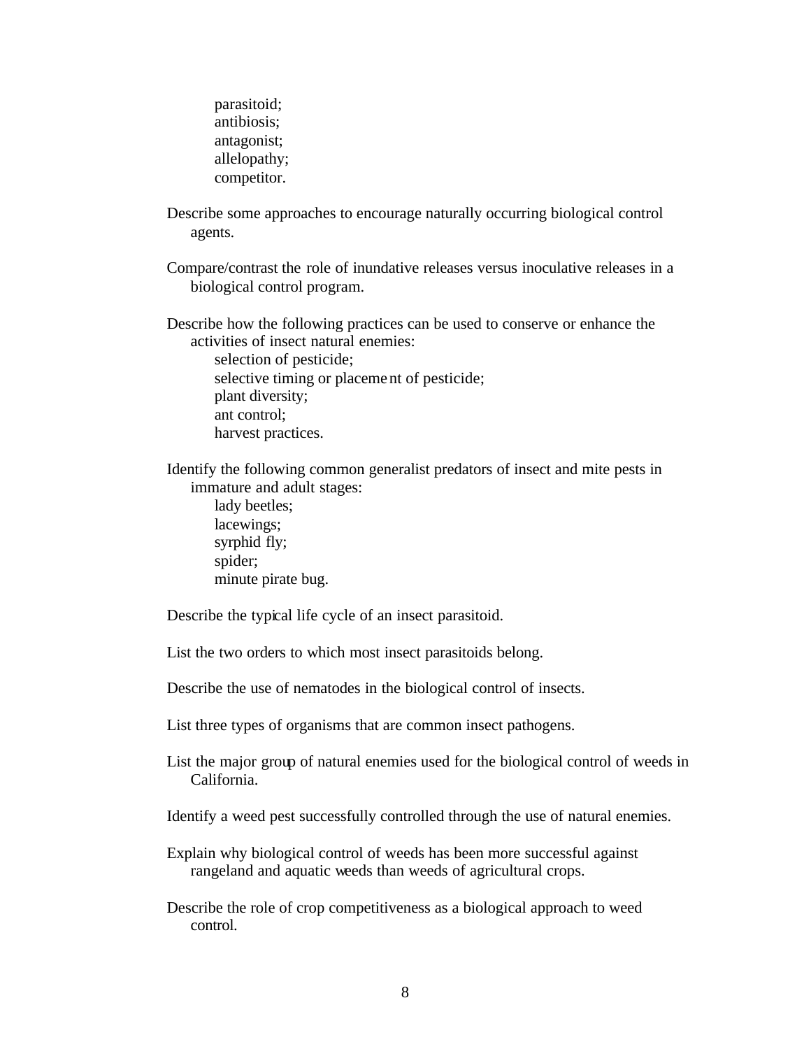- parasitoid;
  - antibiosis;
  - antagonist;
  - allelopathy;
  - competitor.

- Describe some approaches to encourage naturally occurring biological control agents.

- Compare/contrast the role of inundative releases versus inoculative releases in a biological control program.

- Describe how the following practices can be used to conserve or enhance the activities of insect natural enemies:
  - selection of pesticide;
  - selective timing or placement of pesticide;
  - plant diversity;
  - ant control;
  - harvest practices.

- Identify the following common generalist predators of insect and mite pests in immature and adult stages:
  - lady beetles;
  - lacewings;
  - syrphid fly;
  - spider;
  - minute pirate bug.

- Describe the typical life cycle of an insect parasitoid.

- List the two orders to which most insect parasitoids belong.

- Describe the use of nematodes in the biological control of insects.

- List three types of organisms that are common insect pathogens.

- List the major group of natural enemies used for the biological control of weeds in California.

- Identify a weed pest successfully controlled through the use of natural enemies.

- Explain why biological control of weeds has been more successful against rangeland and aquatic weeds than weeds of agricultural crops.

- Describe the role of crop competitiveness as a biological approach to weed control.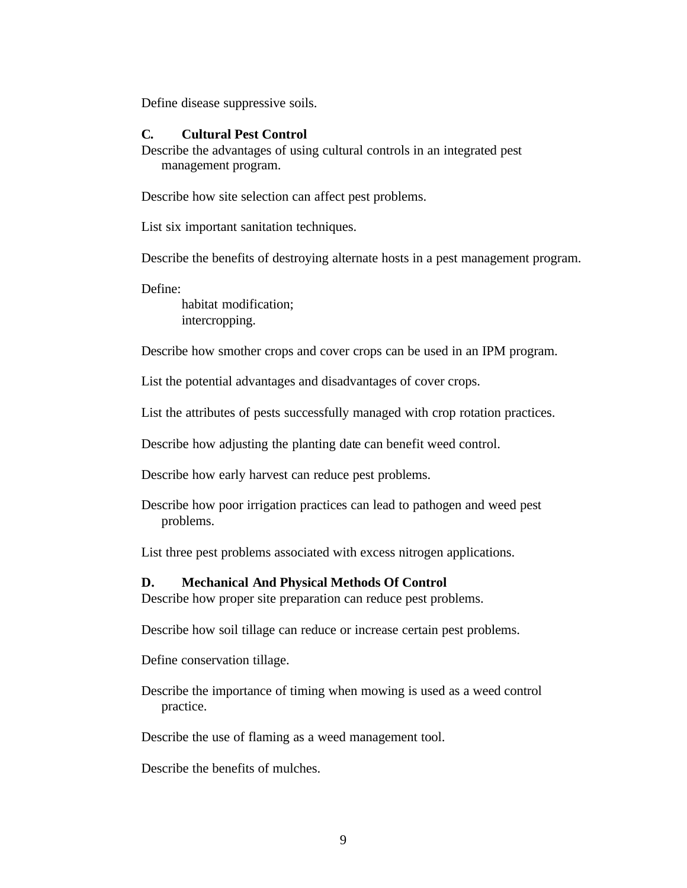Define disease suppressive soils.

### C. Cultural Pest Control

Describe the advantages of using cultural controls in an integrated pest management program.

Describe how site selection can affect pest problems.

List six important sanitation techniques.

Describe the benefits of destroying alternate hosts in a pest management program.

Define:

- habitat modification;
- intercropping.

Describe how smother crops and cover crops can be used in an IPM program.

List the potential advantages and disadvantages of cover crops.

List the attributes of pests successfully managed with crop rotation practices.

Describe how adjusting the planting date can benefit weed control.

Describe how early harvest can reduce pest problems.

Describe how poor irrigation practices can lead to pathogen and weed pest problems.

List three pest problems associated with excess nitrogen applications.

### D. Mechanical And Physical Methods Of Control

Describe how proper site preparation can reduce pest problems.

Describe how soil tillage can reduce or increase certain pest problems.

Define conservation tillage.

Describe the importance of timing when mowing is used as a weed control practice.

Describe the use of flaming as a weed management tool.

Describe the benefits of mulches.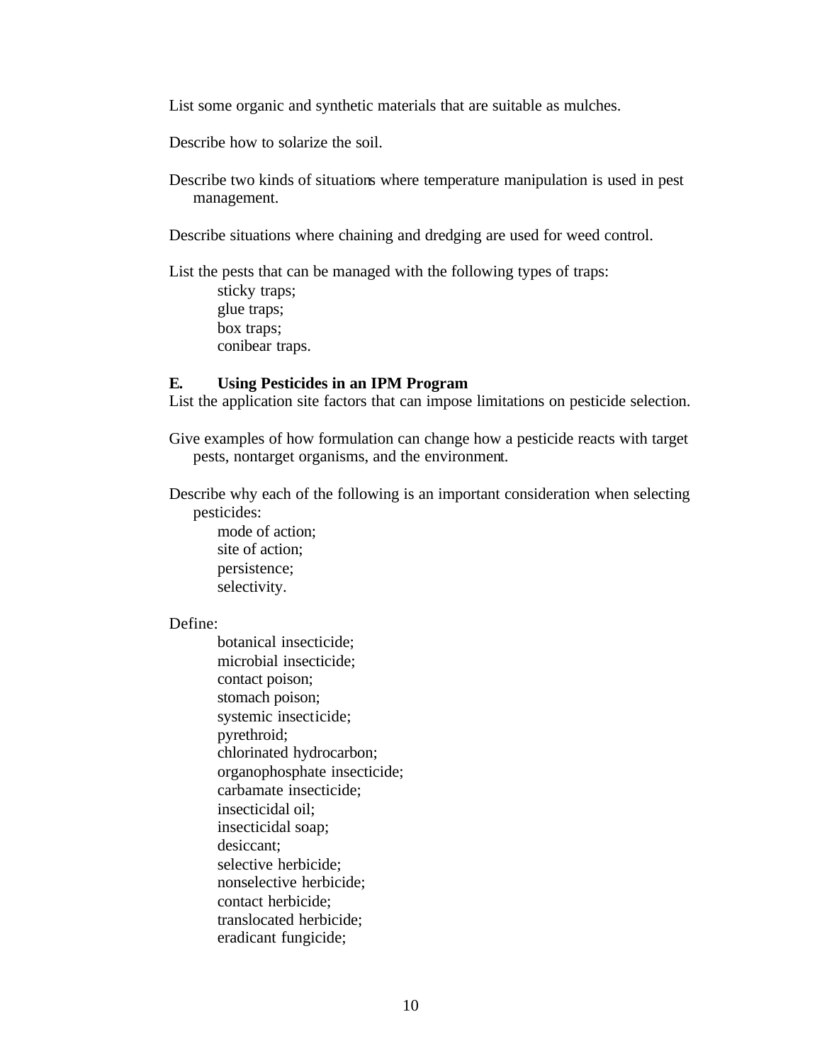List some organic and synthetic materials that are suitable as mulches.

Describe how to solarize the soil.

Describe two kinds of situations where temperature manipulation is used in pest management.

Describe situations where chaining and dredging are used for weed control.

List the pests that can be managed with the following types of traps:

- sticky traps;
- glue traps;
- box traps;
- conibear traps.

### E. Using Pesticides in an IPM Program

List the application site factors that can impose limitations on pesticide selection.

Give examples of how formulation can change how a pesticide reacts with target pests, nontarget organisms, and the environment.

Describe why each of the following is an important consideration when selecting pesticides:

- mode of action;
- site of action;
- persistence;
- selectivity.

Define:

- botanical insecticide;
- microbial insecticide;
- contact poison;
- stomach poison;
- systemic insecticide;
- pyrethroid;
- chlorinated hydrocarbon;
- organophosphate insecticide;
- carbamate insecticide;
- insecticidal oil;
- insecticidal soap;
- desiccant;
- selective herbicide;
- nonselective herbicide;
- contact herbicide;
- translocated herbicide;
- eradicant fungicide;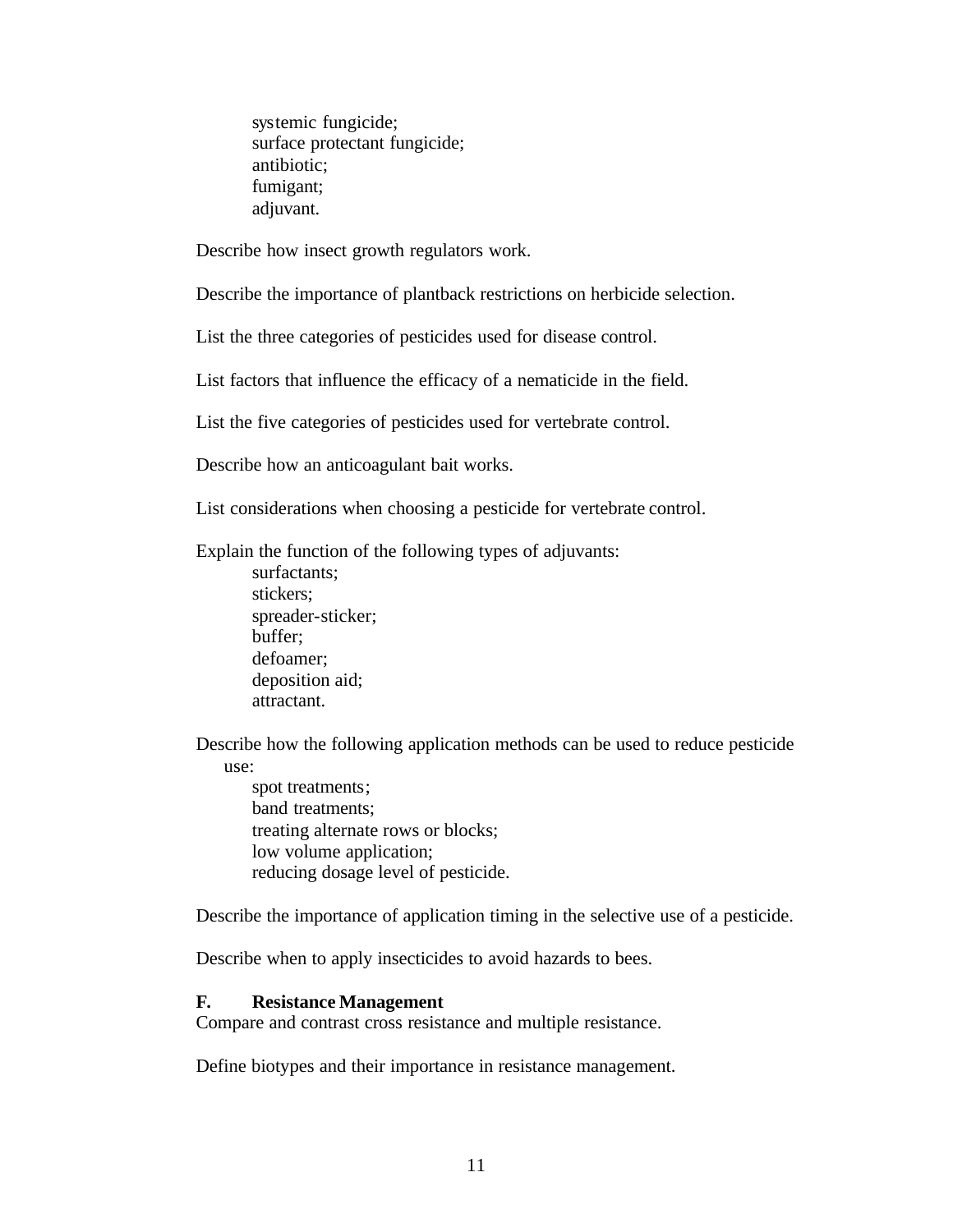- systemic fungicide;
- surface protectant fungicide;
- antibiotic;
- fumigant;
- adjuvant.

Describe how insect growth regulators work.

Describe the importance of plantback restrictions on herbicide selection.

List the three categories of pesticides used for disease control.

List factors that influence the efficacy of a nematicide in the field.

List the five categories of pesticides used for vertebrate control.

Describe how an anticoagulant bait works.

List considerations when choosing a pesticide for vertebrate control.

Explain the function of the following types of adjuvants:

- surfactants;
- stickers;
- spreader-sticker;
- buffer;
- defoamer;
- deposition aid;
- attractant.

Describe how the following application methods can be used to reduce pesticide use:

- spot treatments;
- band treatments;
- treating alternate rows or blocks;
- low volume application;
- reducing dosage level of pesticide.

Describe the importance of application timing in the selective use of a pesticide.

Describe when to apply insecticides to avoid hazards to bees.

### F. Resistance Management

Compare and contrast cross resistance and multiple resistance.

Define biotypes and their importance in resistance management.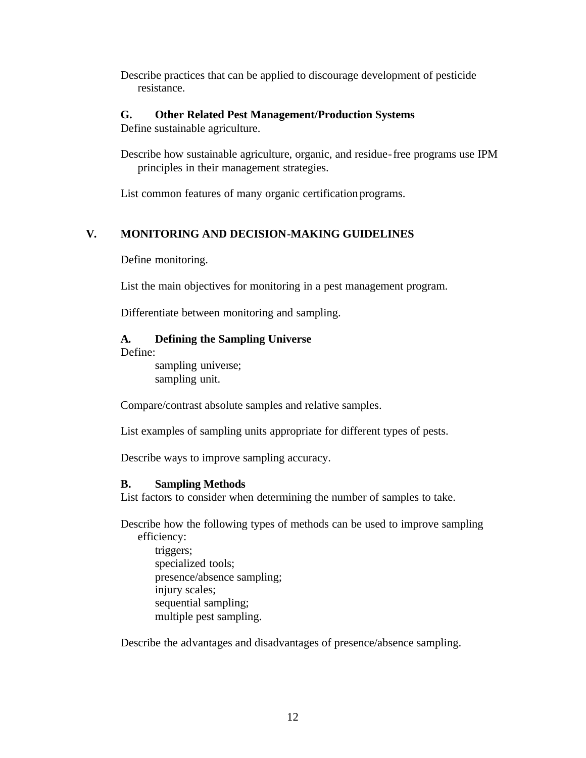Describe practices that can be applied to discourage development of pesticide resistance.

### G. Other Related Pest Management/Production Systems

Define sustainable agriculture.

Describe how sustainable agriculture, organic, and residue-free programs use IPM principles in their management strategies.

List common features of many organic certification programs.

## V. MONITORING AND DECISION-MAKING GUIDELINES

Define monitoring.

List the main objectives for monitoring in a pest management program.

Differentiate between monitoring and sampling.

### A. Defining the Sampling Universe

Define:

- sampling universe;
- sampling unit.

Compare/contrast absolute samples and relative samples.

List examples of sampling units appropriate for different types of pests.

Describe ways to improve sampling accuracy.

### B. Sampling Methods

List factors to consider when determining the number of samples to take.

Describe how the following types of methods can be used to improve sampling efficiency:

- triggers;
- specialized tools;
- presence/absence sampling;
- injury scales;
- sequential sampling;
- multiple pest sampling.

Describe the advantages and disadvantages of presence/absence sampling.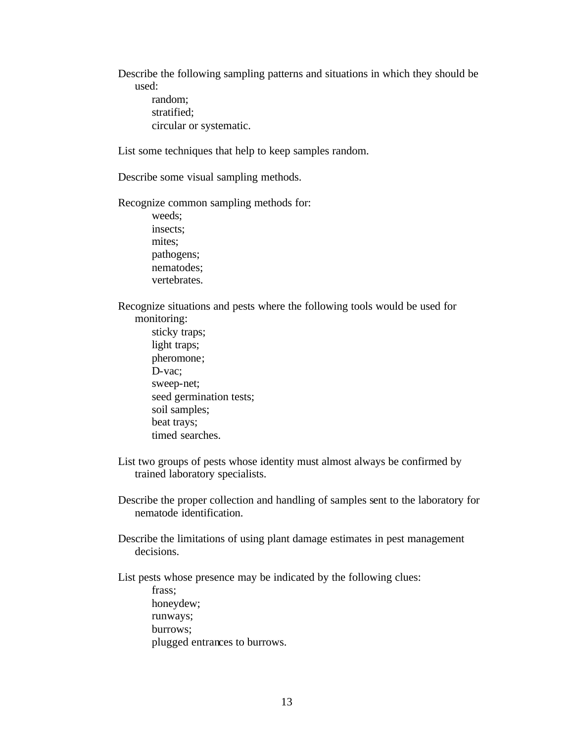Describe the following sampling patterns and situations in which they should be used:

- random;
- stratified;
- circular or systematic.

List some techniques that help to keep samples random.

Describe some visual sampling methods.

Recognize common sampling methods for:

- weeds;
- insects;
- mites;
- pathogens;
- nematodes;
- vertebrates.

Recognize situations and pests where the following tools would be used for monitoring:

- sticky traps;
- light traps;
- pheromone;
- D-vac;
- sweep-net;
- seed germination tests;
- soil samples;
- beat trays;
- timed searches.

List two groups of pests whose identity must almost always be confirmed by trained laboratory specialists.

Describe the proper collection and handling of samples sent to the laboratory for nematode identification.

Describe the limitations of using plant damage estimates in pest management decisions.

List pests whose presence may be indicated by the following clues:

- frass;
- honeydew;
- runways;
- burrows;
- plugged entrances to burrows.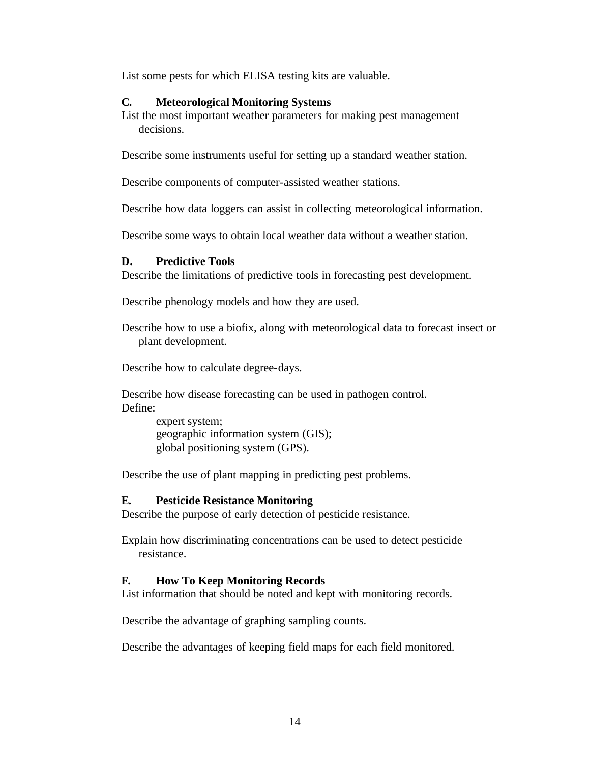List some pests for which ELISA testing kits are valuable.

### C. Meteorological Monitoring Systems

List the most important weather parameters for making pest management decisions.

Describe some instruments useful for setting up a standard weather station.

Describe components of computer-assisted weather stations.

Describe how data loggers can assist in collecting meteorological information.

Describe some ways to obtain local weather data without a weather station.

### D. Predictive Tools

Describe the limitations of predictive tools in forecasting pest development.

Describe phenology models and how they are used.

Describe how to use a biofix, along with meteorological data to forecast insect or plant development.

Describe how to calculate degree-days.

Describe how disease forecasting can be used in pathogen control.

Define:

- expert system;
- geographic information system (GIS);
- global positioning system (GPS).

Describe the use of plant mapping in predicting pest problems.

### E. Pesticide Resistance Monitoring

Describe the purpose of early detection of pesticide resistance.

Explain how discriminating concentrations can be used to detect pesticide resistance.

### F. How To Keep Monitoring Records

List information that should be noted and kept with monitoring records.

Describe the advantage of graphing sampling counts.

Describe the advantages of keeping field maps for each field monitored.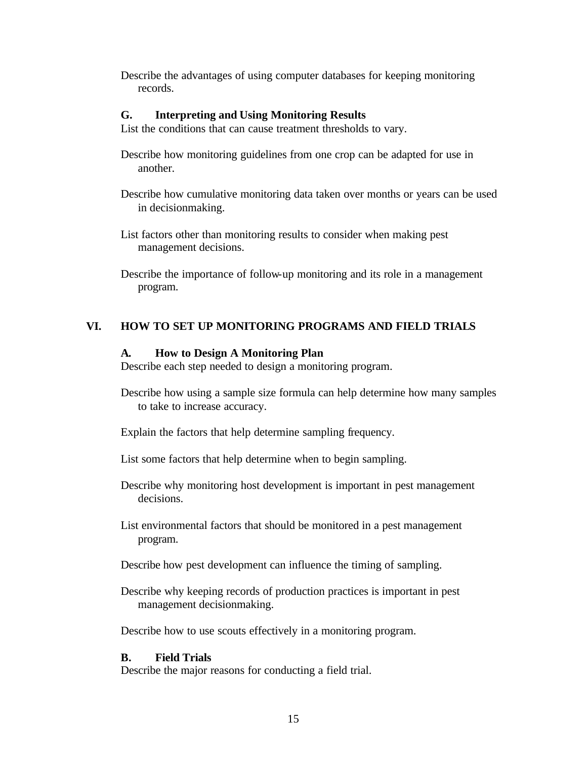Describe the advantages of using computer databases for keeping monitoring records.

### G. Interpreting and Using Monitoring Results

List the conditions that can cause treatment thresholds to vary.

Describe how monitoring guidelines from one crop can be adapted for use in another.

Describe how cumulative monitoring data taken over months or years can be used in decisionmaking.

List factors other than monitoring results to consider when making pest management decisions.

Describe the importance of follow-up monitoring and its role in a management program.

## VI. HOW TO SET UP MONITORING PROGRAMS AND FIELD TRIALS

### A. How to Design A Monitoring Plan

Describe each step needed to design a monitoring program.

Describe how using a sample size formula can help determine how many samples to take to increase accuracy.

Explain the factors that help determine sampling frequency.

List some factors that help determine when to begin sampling.

Describe why monitoring host development is important in pest management decisions.

List environmental factors that should be monitored in a pest management program.

Describe how pest development can influence the timing of sampling.

Describe why keeping records of production practices is important in pest management decisionmaking.

Describe how to use scouts effectively in a monitoring program.

### B. Field Trials

Describe the major reasons for conducting a field trial.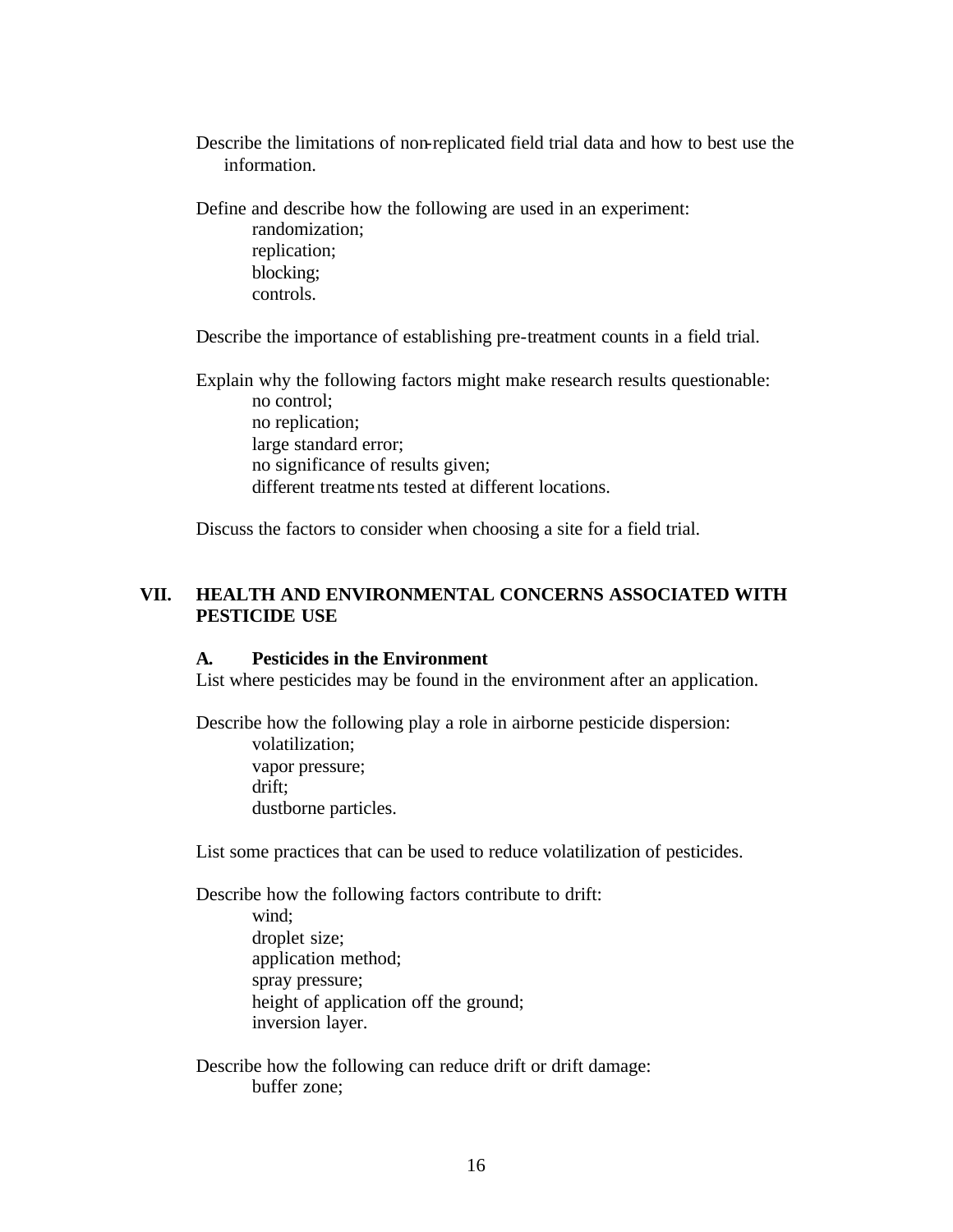Describe the limitations of non-replicated field trial data and how to best use the information.

Define and describe how the following are used in an experiment:
- randomization;
- replication;
- blocking;
- controls.

Describe the importance of establishing pre-treatment counts in a field trial.

Explain why the following factors might make research results questionable:
- no control;
- no replication;
- large standard error;
- no significance of results given;
- different treatments tested at different locations.

Discuss the factors to consider when choosing a site for a field trial.

## VII. HEALTH AND ENVIRONMENTAL CONCERNS ASSOCIATED WITH PESTICIDE USE

### A. Pesticides in the Environment

List where pesticides may be found in the environment after an application.

Describe how the following play a role in airborne pesticide dispersion:
- volatilization;
- vapor pressure;
- drift;
- dustborne particles.

List some practices that can be used to reduce volatilization of pesticides.

Describe how the following factors contribute to drift:
- wind;
- droplet size;
- application method;
- spray pressure;
- height of application off the ground;
- inversion layer.

Describe how the following can reduce drift or drift damage:
- buffer zone;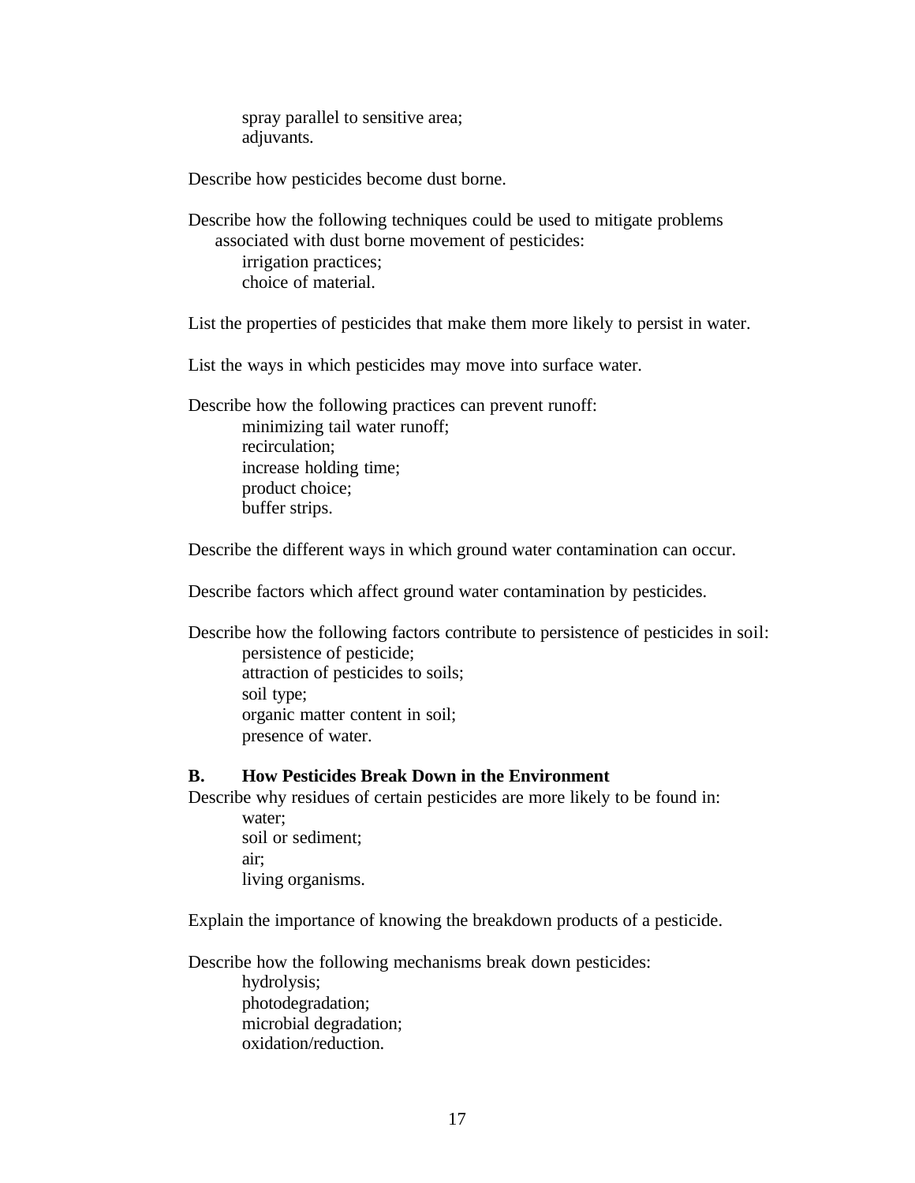spray parallel to sensitive area;
adjuvants.

Describe how pesticides become dust borne.

Describe how the following techniques could be used to mitigate problems associated with dust borne movement of pesticides:

- irrigation practices;
- choice of material.

List the properties of pesticides that make them more likely to persist in water.

List the ways in which pesticides may move into surface water.

Describe how the following practices can prevent runoff:

- minimizing tail water runoff;
- recirculation;
- increase holding time;
- product choice;
- buffer strips.

Describe the different ways in which ground water contamination can occur.

Describe factors which affect ground water contamination by pesticides.

Describe how the following factors contribute to persistence of pesticides in soil:

- persistence of pesticide;
- attraction of pesticides to soils;
- soil type;
- organic matter content in soil;
- presence of water.

## B. How Pesticides Break Down in the Environment

Describe why residues of certain pesticides are more likely to be found in:

- water;
- soil or sediment;
- air;
- living organisms.

Explain the importance of knowing the breakdown products of a pesticide.

Describe how the following mechanisms break down pesticides:

- hydrolysis;
- photodegradation;
- microbial degradation;
- oxidation/reduction.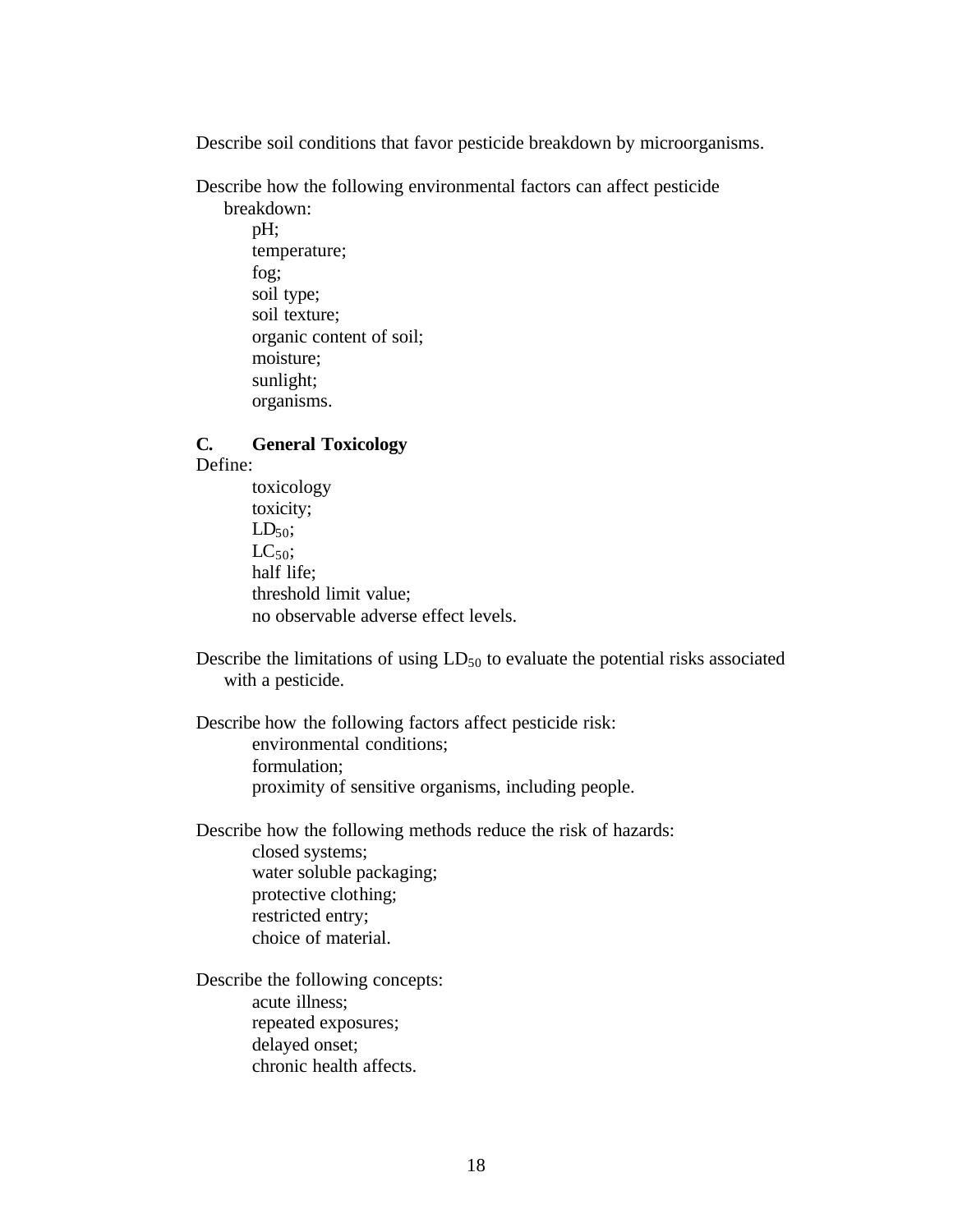Describe soil conditions that favor pesticide breakdown by microorganisms.

Describe how the following environmental factors can affect pesticide breakdown:

- pH;
- temperature;
- fog;
- soil type;
- soil texture;
- organic content of soil;
- moisture;
- sunlight;
- organisms.

## C. General Toxicology

Define:

- toxicology
- toxicity;
- $LD_{50}$;
- $LC_{50}$;
- half life;
- threshold limit value;
- no observable adverse effect levels.

Describe the limitations of using $LD_{50}$ to evaluate the potential risks associated with a pesticide.

Describe how the following factors affect pesticide risk:

- environmental conditions;
- formulation;
- proximity of sensitive organisms, including people.

Describe how the following methods reduce the risk of hazards:

- closed systems;
- water soluble packaging;
- protective clothing;
- restricted entry;
- choice of material.

Describe the following concepts:

- acute illness;
- repeated exposures;
- delayed onset;
- chronic health affects.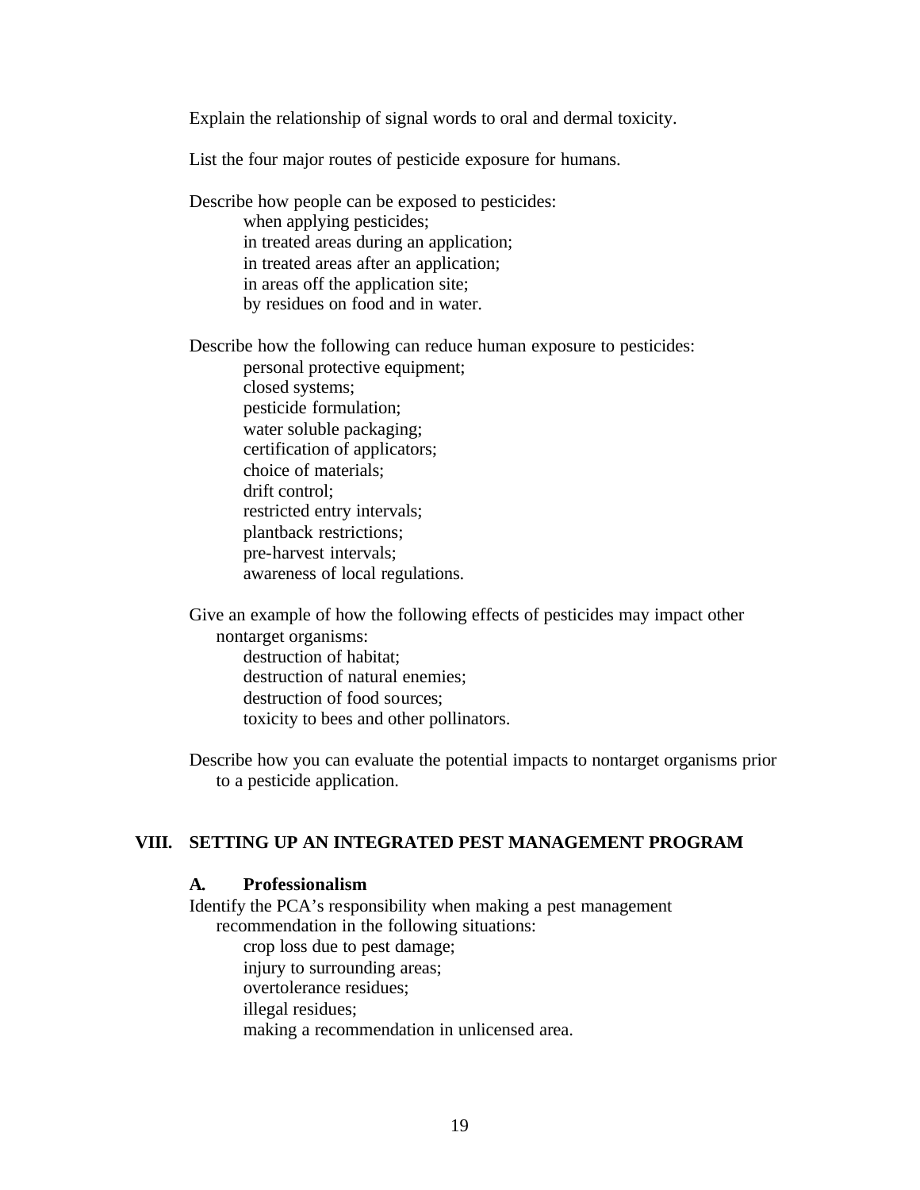Explain the relationship of signal words to oral and dermal toxicity.

List the four major routes of pesticide exposure for humans.

Describe how people can be exposed to pesticides:
- when applying pesticides;
- in treated areas during an application;
- in treated areas after an application;
- in areas off the application site;
- by residues on food and in water.

Describe how the following can reduce human exposure to pesticides:
- personal protective equipment;
- closed systems;
- pesticide formulation;
- water soluble packaging;
- certification of applicators;
- choice of materials;
- drift control;
- restricted entry intervals;
- plantback restrictions;
- pre-harvest intervals;
- awareness of local regulations.

Give an example of how the following effects of pesticides may impact other nontarget organisms:
- destruction of habitat;
- destruction of natural enemies;
- destruction of food sources;
- toxicity to bees and other pollinators.

Describe how you can evaluate the potential impacts to nontarget organisms prior to a pesticide application.

## VIII. SETTING UP AN INTEGRATED PEST MANAGEMENT PROGRAM

### A. Professionalism

Identify the PCA's responsibility when making a pest management recommendation in the following situations:
- crop loss due to pest damage;
- injury to surrounding areas;
- overtolerance residues;
- illegal residues;
- making a recommendation in unlicensed area.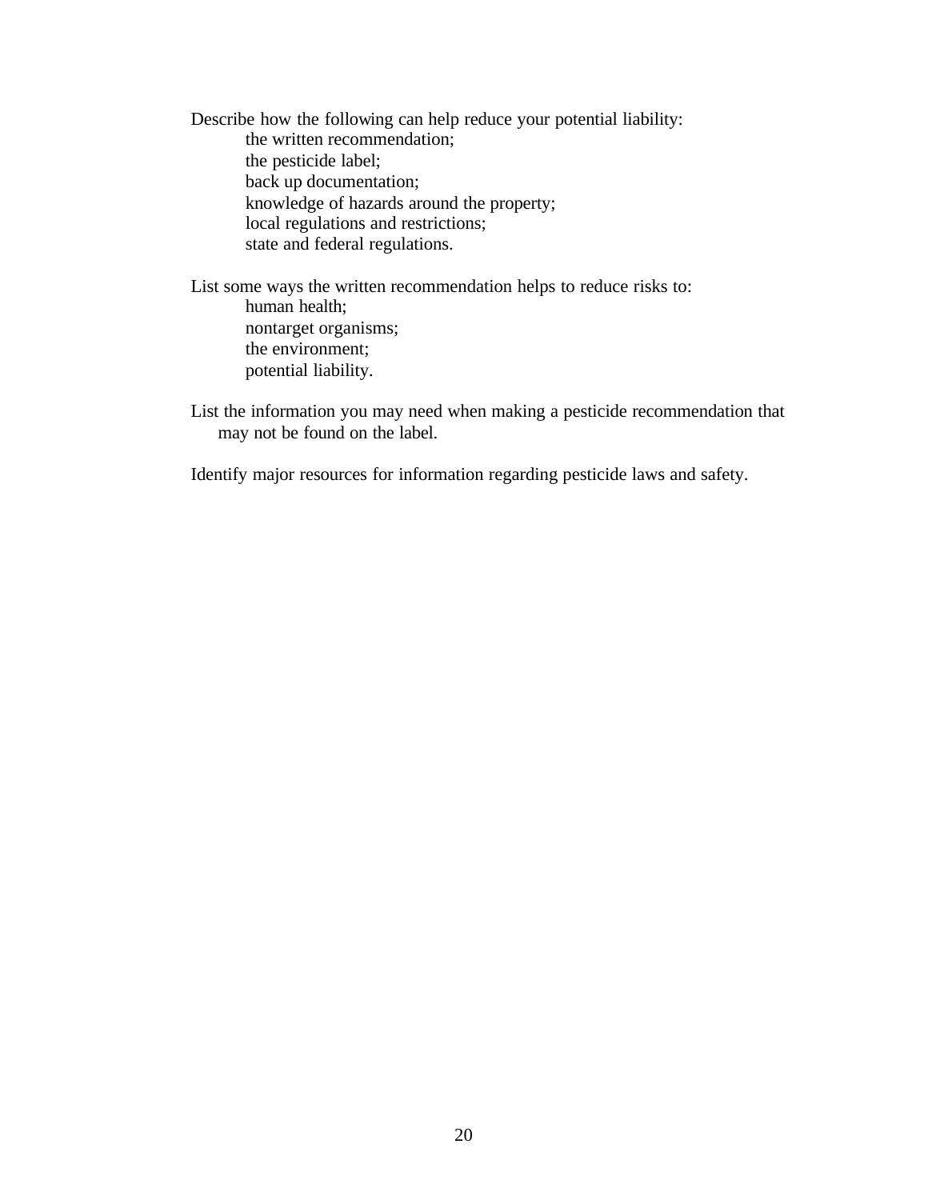Describe how the following can help reduce your potential liability:

- the written recommendation;
- the pesticide label;
- back up documentation;
- knowledge of hazards around the property;
- local regulations and restrictions;
- state and federal regulations.

List some ways the written recommendation helps to reduce risks to:

- human health;
- nontarget organisms;
- the environment;
- potential liability.

List the information you may need when making a pesticide recommendation that may not be found on the label.

Identify major resources for information regarding pesticide laws and safety.